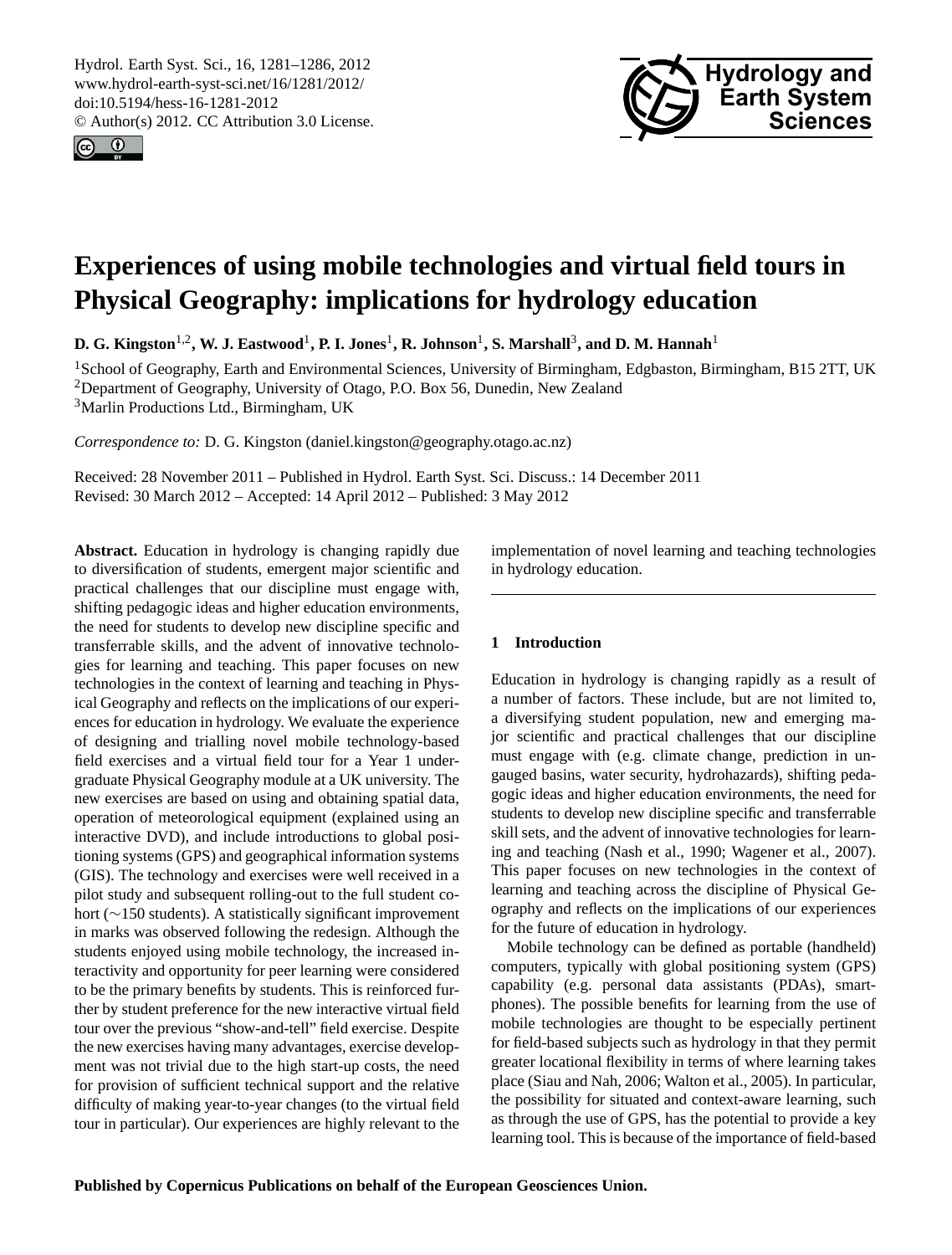# Experiences of using mobile technologies and virtual field tours in Physical Geography: implications for hydrology education

**D. G. Kingston[1,2], W. J. Eastwood[1], P. I. Jones[1], R. Johnson[1], S. Marshall[3], and D. M. Hannah[1]**

[1]School of Geography, Earth and Environmental Sciences, University of Birmingham, Edgbaston, Birmingham, B15 2TT, UK
[2]Department of Geography, University of Otago, P.O. Box 56, Dunedin, New Zealand
[3]Marlin Productions Ltd., Birmingham, UK

*Correspondence to:* D. G. Kingston (daniel.kingston@geography.otago.ac.nz)

Received: 28 November 2011 – Published in Hydrol. Earth Syst. Sci. Discuss.: 14 December 2011
Revised: 30 March 2012 – Accepted: 14 April 2012 – Published: 3 May 2012

**Abstract.** Education in hydrology is changing rapidly due to diversification of students, emergent major scientific and practical challenges that our discipline must engage with, shifting pedagogic ideas and higher education environments, the need for students to develop new discipline specific and transferrable skills, and the advent of innovative technologies for learning and teaching. This paper focuses on new technologies in the context of learning and teaching in Physical Geography and reflects on the implications of our experiences for education in hydrology. We evaluate the experience of designing and trialling novel mobile technology-based field exercises and a virtual field tour for a Year 1 undergraduate Physical Geography module at a UK university. The new exercises are based on using and obtaining spatial data, operation of meteorological equipment (explained using an interactive DVD), and include introductions to global positioning systems (GPS) and geographical information systems (GIS). The technology and exercises were well received in a pilot study and subsequent rolling-out to the full student cohort (~150 students). A statistically significant improvement in marks was observed following the redesign. Although the students enjoyed using mobile technology, the increased interactivity and opportunity for peer learning were considered to be the primary benefits by students. This is reinforced further by student preference for the new interactive virtual field tour over the previous "show-and-tell" field exercise. Despite the new exercises having many advantages, exercise development was not trivial due to the high start-up costs, the need for provision of sufficient technical support and the relative difficulty of making year-to-year changes (to the virtual field tour in particular). Our experiences are highly relevant to the implementation of novel learning and teaching technologies in hydrology education.

## 1 Introduction

Education in hydrology is changing rapidly as a result of a number of factors. These include, but are not limited to, a diversifying student population, new and emerging major scientific and practical challenges that our discipline must engage with (e.g. climate change, prediction in ungauged basins, water security, hydrohazards), shifting pedagogic ideas and higher education environments, the need for students to develop new discipline specific and transferrable skill sets, and the advent of innovative technologies for learning and teaching (Nash et al., 1990; Wagener et al., 2007). This paper focuses on new technologies in the context of learning and teaching across the discipline of Physical Geography and reflects on the implications of our experiences for the future of education in hydrology.

Mobile technology can be defined as portable (handheld) computers, typically with global positioning system (GPS) capability (e.g. personal data assistants (PDAs), smartphones). The possible benefits for learning from the use of mobile technologies are thought to be especially pertinent for field-based subjects such as hydrology in that they permit greater locational flexibility in terms of where learning takes place (Siau and Nah, 2006; Walton et al., 2005). In particular, the possibility for situated and context-aware learning, such as through the use of GPS, has the potential to provide a key learning tool. This is because of the importance of field-based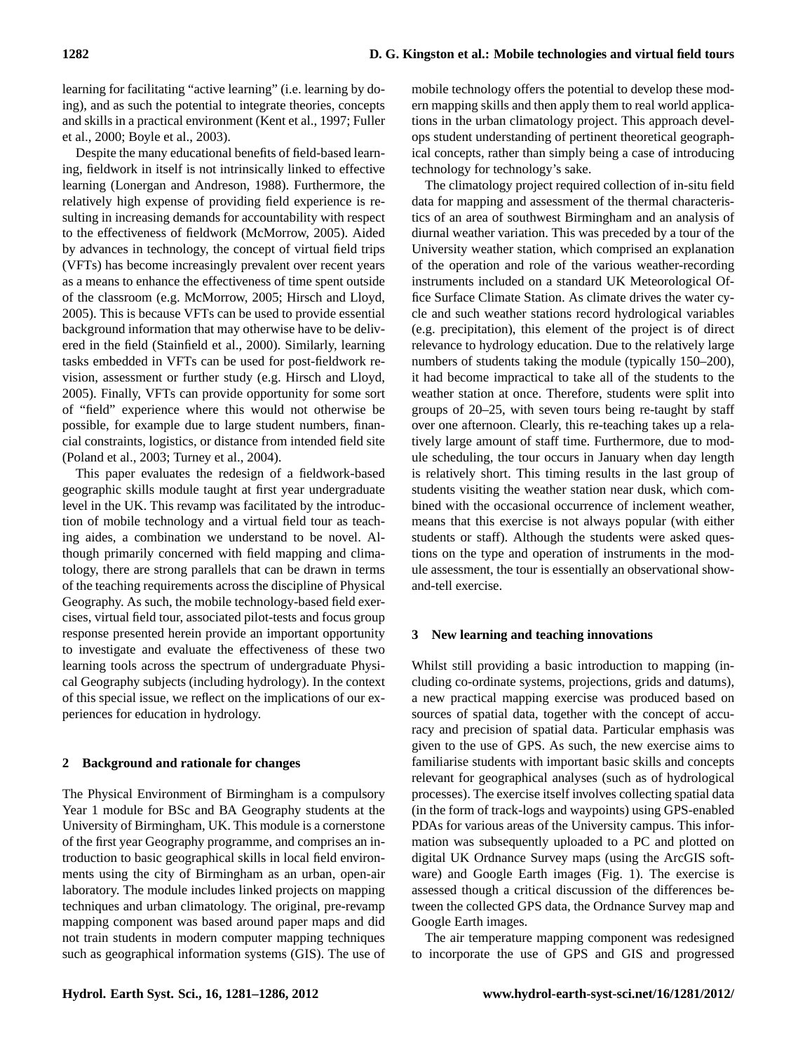learning for facilitating "active learning" (i.e. learning by doing), and as such the potential to integrate theories, concepts and skills in a practical environment (Kent et al., 1997; Fuller et al., 2000; Boyle et al., 2003).

Despite the many educational benefits of field-based learning, fieldwork in itself is not intrinsically linked to effective learning (Lonergan and Andreson, 1988). Furthermore, the relatively high expense of providing field experience is resulting in increasing demands for accountability with respect to the effectiveness of fieldwork (McMorrow, 2005). Aided by advances in technology, the concept of virtual field trips (VFTs) has become increasingly prevalent over recent years as a means to enhance the effectiveness of time spent outside of the classroom (e.g. McMorrow, 2005; Hirsch and Lloyd, 2005). This is because VFTs can be used to provide essential background information that may otherwise have to be delivered in the field (Stainfield et al., 2000). Similarly, learning tasks embedded in VFTs can be used for post-fieldwork revision, assessment or further study (e.g. Hirsch and Lloyd, 2005). Finally, VFTs can provide opportunity for some sort of "field" experience where this would not otherwise be possible, for example due to large student numbers, financial constraints, logistics, or distance from intended field site (Poland et al., 2003; Turney et al., 2004).

This paper evaluates the redesign of a fieldwork-based geographic skills module taught at first year undergraduate level in the UK. This revamp was facilitated by the introduction of mobile technology and a virtual field tour as teaching aides, a combination we understand to be novel. Although primarily concerned with field mapping and climatology, there are strong parallels that can be drawn in terms of the teaching requirements across the discipline of Physical Geography. As such, the mobile technology-based field exercises, virtual field tour, associated pilot-tests and focus group response presented herein provide an important opportunity to investigate and evaluate the effectiveness of these two learning tools across the spectrum of undergraduate Physical Geography subjects (including hydrology). In the context of this special issue, we reflect on the implications of our experiences for education in hydrology.

## 2 Background and rationale for changes

The Physical Environment of Birmingham is a compulsory Year 1 module for BSc and BA Geography students at the University of Birmingham, UK. This module is a cornerstone of the first year Geography programme, and comprises an introduction to basic geographical skills in local field environments using the city of Birmingham as an urban, open-air laboratory. The module includes linked projects on mapping techniques and urban climatology. The original, pre-revamp mapping component was based around paper maps and did not train students in modern computer mapping techniques such as geographical information systems (GIS). The use of mobile technology offers the potential to develop these modern mapping skills and then apply them to real world applications in the urban climatology project. This approach develops student understanding of pertinent theoretical geographical concepts, rather than simply being a case of introducing technology for technology's sake.

The climatology project required collection of in-situ field data for mapping and assessment of the thermal characteristics of an area of southwest Birmingham and an analysis of diurnal weather variation. This was preceded by a tour of the University weather station, which comprised an explanation of the operation and role of the various weather-recording instruments included on a standard UK Meteorological Office Surface Climate Station. As climate drives the water cycle and such weather stations record hydrological variables (e.g. precipitation), this element of the project is of direct relevance to hydrology education. Due to the relatively large numbers of students taking the module (typically 150–200), it had become impractical to take all of the students to the weather station at once. Therefore, students were split into groups of 20–25, with seven tours being re-taught by staff over one afternoon. Clearly, this re-teaching takes up a relatively large amount of staff time. Furthermore, due to module scheduling, the tour occurs in January when day length is relatively short. This timing results in the last group of students visiting the weather station near dusk, which combined with the occasional occurrence of inclement weather, means that this exercise is not always popular (with either students or staff). Although the students were asked questions on the type and operation of instruments in the module assessment, the tour is essentially an observational show-and-tell exercise.

## 3 New learning and teaching innovations

Whilst still providing a basic introduction to mapping (including co-ordinate systems, projections, grids and datums), a new practical mapping exercise was produced based on sources of spatial data, together with the concept of accuracy and precision of spatial data. Particular emphasis was given to the use of GPS. As such, the new exercise aims to familiarise students with important basic skills and concepts relevant for geographical analyses (such as of hydrological processes). The exercise itself involves collecting spatial data (in the form of track-logs and waypoints) using GPS-enabled PDAs for various areas of the University campus. This information was subsequently uploaded to a PC and plotted on digital UK Ordnance Survey maps (using the ArcGIS software) and Google Earth images (Fig. 1). The exercise is assessed though a critical discussion of the differences between the collected GPS data, the Ordnance Survey map and Google Earth images.

The air temperature mapping component was redesigned to incorporate the use of GPS and GIS and progressed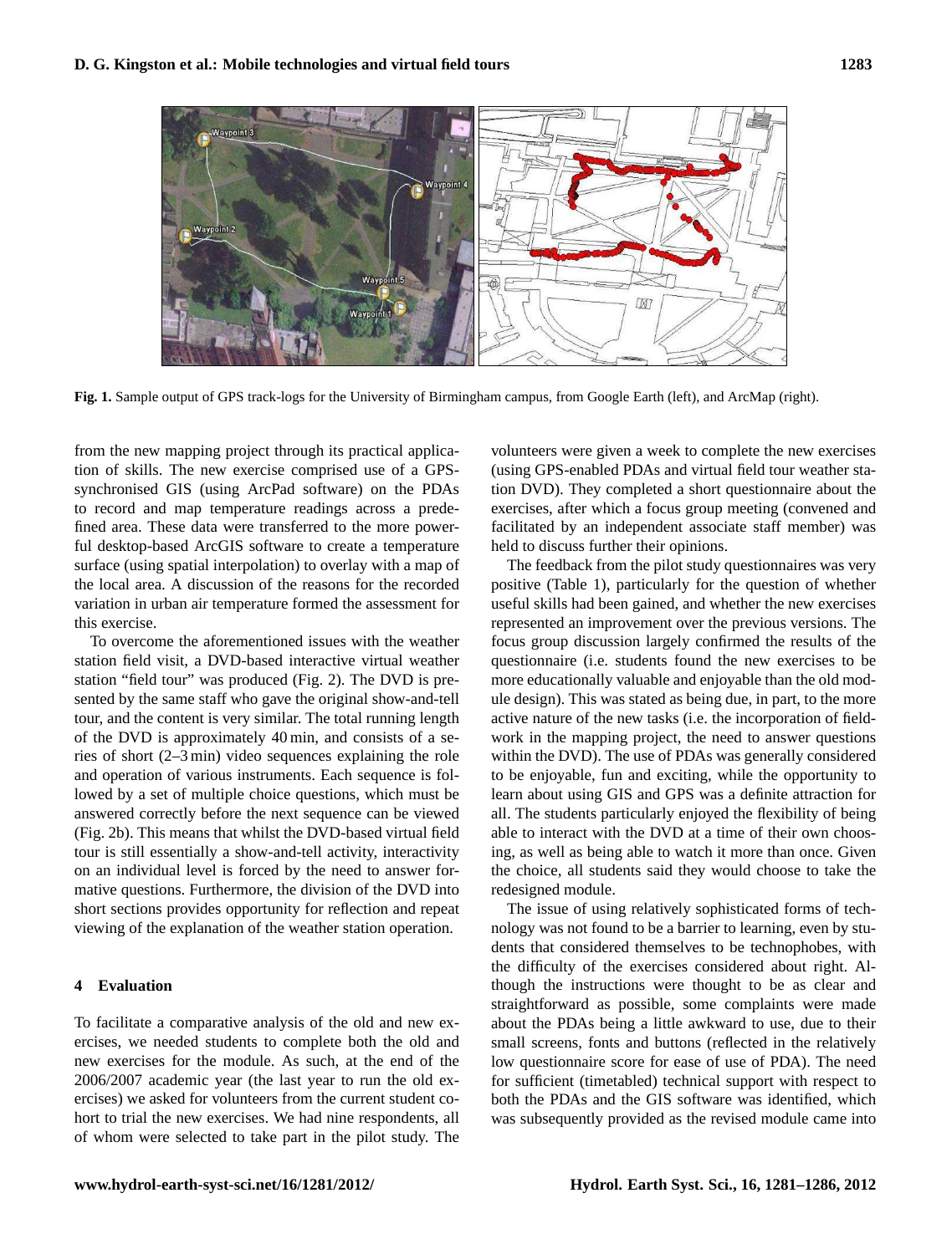**Fig. 1.** Sample output of GPS track-logs for the University of Birmingham campus, from Google Earth (left), and ArcMap (right).

from the new mapping project through its practical application of skills. The new exercise comprised use of a GPS-synchronised GIS (using ArcPad software) on the PDAs to record and map temperature readings across a predefined area. These data were transferred to the more powerful desktop-based ArcGIS software to create a temperature surface (using spatial interpolation) to overlay with a map of the local area. A discussion of the reasons for the recorded variation in urban air temperature formed the assessment for this exercise.

To overcome the aforementioned issues with the weather station field visit, a DVD-based interactive virtual weather station "field tour" was produced (Fig. 2). The DVD is presented by the same staff who gave the original show-and-tell tour, and the content is very similar. The total running length of the DVD is approximately 40 min, and consists of a series of short (2–3 min) video sequences explaining the role and operation of various instruments. Each sequence is followed by a set of multiple choice questions, which must be answered correctly before the next sequence can be viewed (Fig. 2b). This means that whilst the DVD-based virtual field tour is still essentially a show-and-tell activity, interactivity on an individual level is forced by the need to answer formative questions. Furthermore, the division of the DVD into short sections provides opportunity for reflection and repeat viewing of the explanation of the weather station operation.

## 4 Evaluation

To facilitate a comparative analysis of the old and new exercises, we needed students to complete both the old and new exercises for the module. As such, at the end of the 2006/2007 academic year (the last year to run the old exercises) we asked for volunteers from the current student cohort to trial the new exercises. We had nine respondents, all of whom were selected to take part in the pilot study. The volunteers were given a week to complete the new exercises (using GPS-enabled PDAs and virtual field tour weather station DVD). They completed a short questionnaire about the exercises, after which a focus group meeting (convened and facilitated by an independent associate staff member) was held to discuss further their opinions.

The feedback from the pilot study questionnaires was very positive (Table 1), particularly for the question of whether useful skills had been gained, and whether the new exercises represented an improvement over the previous versions. The focus group discussion largely confirmed the results of the questionnaire (i.e. students found the new exercises to be more educationally valuable and enjoyable than the old module design). This was stated as being due, in part, to the more active nature of the new tasks (i.e. the incorporation of fieldwork in the mapping project, the need to answer questions within the DVD). The use of PDAs was generally considered to be enjoyable, fun and exciting, while the opportunity to learn about using GIS and GPS was a definite attraction for all. The students particularly enjoyed the flexibility of being able to interact with the DVD at a time of their own choosing, as well as being able to watch it more than once. Given the choice, all students said they would choose to take the redesigned module.

The issue of using relatively sophisticated forms of technology was not found to be a barrier to learning, even by students that considered themselves to be technophobes, with the difficulty of the exercises considered about right. Although the instructions were thought to be as clear and straightforward as possible, some complaints were made about the PDAs being a little awkward to use, due to their small screens, fonts and buttons (reflected in the relatively low questionnaire score for ease of use of PDA). The need for sufficient (timetabled) technical support with respect to both the PDAs and the GIS software was identified, which was subsequently provided as the revised module came into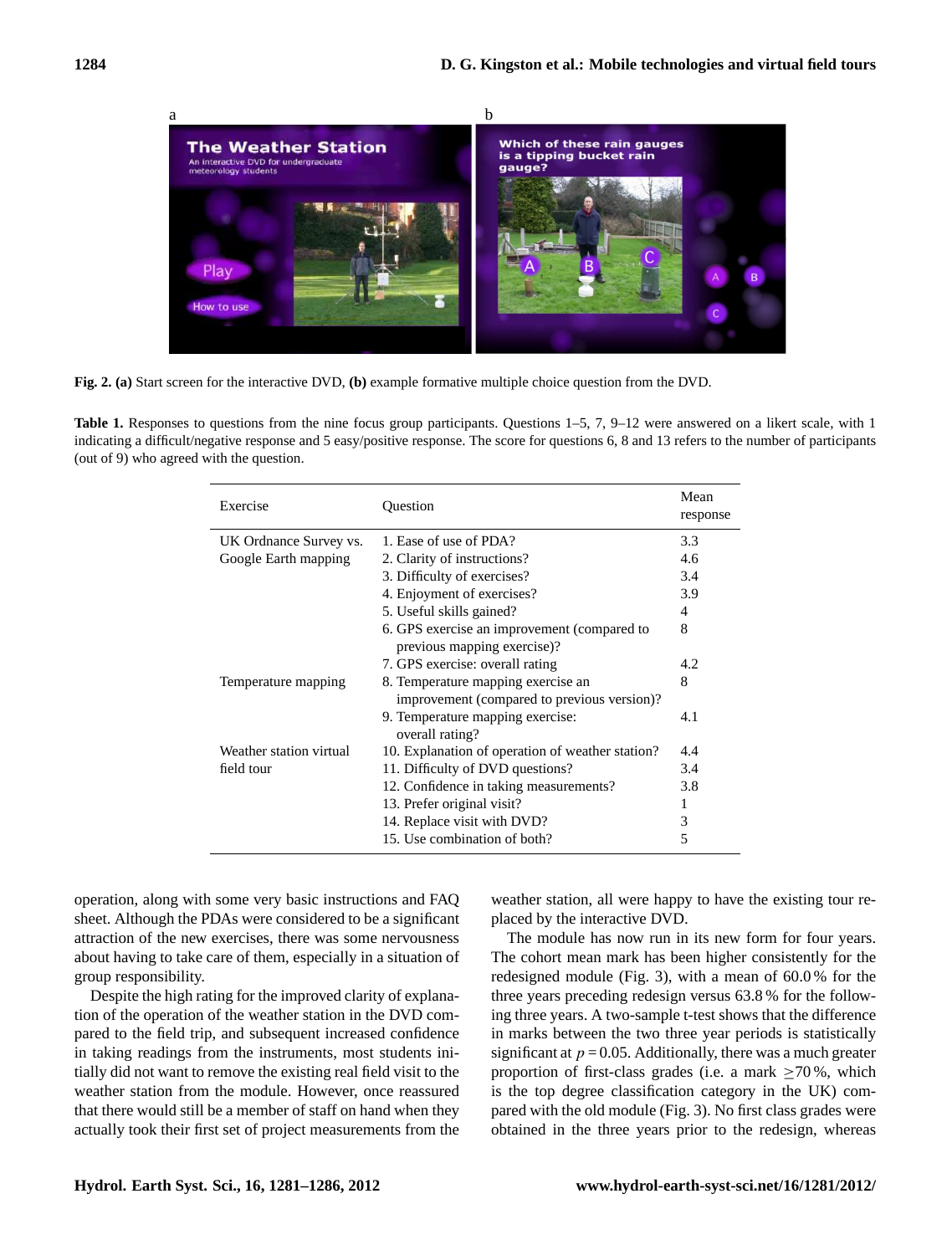Fig. 2. **(a)** Start screen for the interactive DVD, **(b)** example formative multiple choice question from the DVD.

**Table 1.** Responses to questions from the nine focus group participants. Questions 1–5, 7, 9–12 were answered on a likert scale, with 1 indicating a difficult/negative response and 5 easy/positive response. The score for questions 6, 8 and 13 refers to the number of participants (out of 9) who agreed with the question.

| Exercise | Question | Mean response |
|---|---|---|
| UK Ordnance Survey vs. Google Earth mapping | 1. Ease of use of PDA? | 3.3 |
| | 2. Clarity of instructions? | 4.6 |
| | 3. Difficulty of exercises? | 3.4 |
| | 4. Enjoyment of exercises? | 3.9 |
| | 5. Useful skills gained? | 4 |
| | 6. GPS exercise an improvement (compared to previous mapping exercise)? | 8 |
| | 7. GPS exercise: overall rating | 4.2 |
| Temperature mapping | 8. Temperature mapping exercise an improvement (compared to previous version)? | 8 |
| | 9. Temperature mapping exercise: overall rating? | 4.1 |
| Weather station virtual field tour | 10. Explanation of operation of weather station? | 4.4 |
| | 11. Difficulty of DVD questions? | 3.4 |
| | 12. Confidence in taking measurements? | 3.8 |
| | 13. Prefer original visit? | 1 |
| | 14. Replace visit with DVD? | 3 |
| | 15. Use combination of both? | 5 |

operation, along with some very basic instructions and FAQ sheet. Although the PDAs were considered to be a significant attraction of the new exercises, there was some nervousness about having to take care of them, especially in a situation of group responsibility.

Despite the high rating for the improved clarity of explanation of the operation of the weather station in the DVD compared to the field trip, and subsequent increased confidence in taking readings from the instruments, most students initially did not want to remove the existing real field visit to the weather station from the module. However, once reassured that there would still be a member of staff on hand when they actually took their first set of project measurements from the weather station, all were happy to have the existing tour replaced by the interactive DVD.

The module has now run in its new form for four years. The cohort mean mark has been higher consistently for the redesigned module (Fig. 3), with a mean of 60.0 % for the three years preceding redesign versus 63.8 % for the following three years. A two-sample t-test shows that the difference in marks between the two three year periods is statistically significant at $p = 0.05$. Additionally, there was a much greater proportion of first-class grades (i.e. a mark $\geq 70$ %, which is the top degree classification category in the UK) compared with the old module (Fig. 3). No first class grades were obtained in the three years prior to the redesign, whereas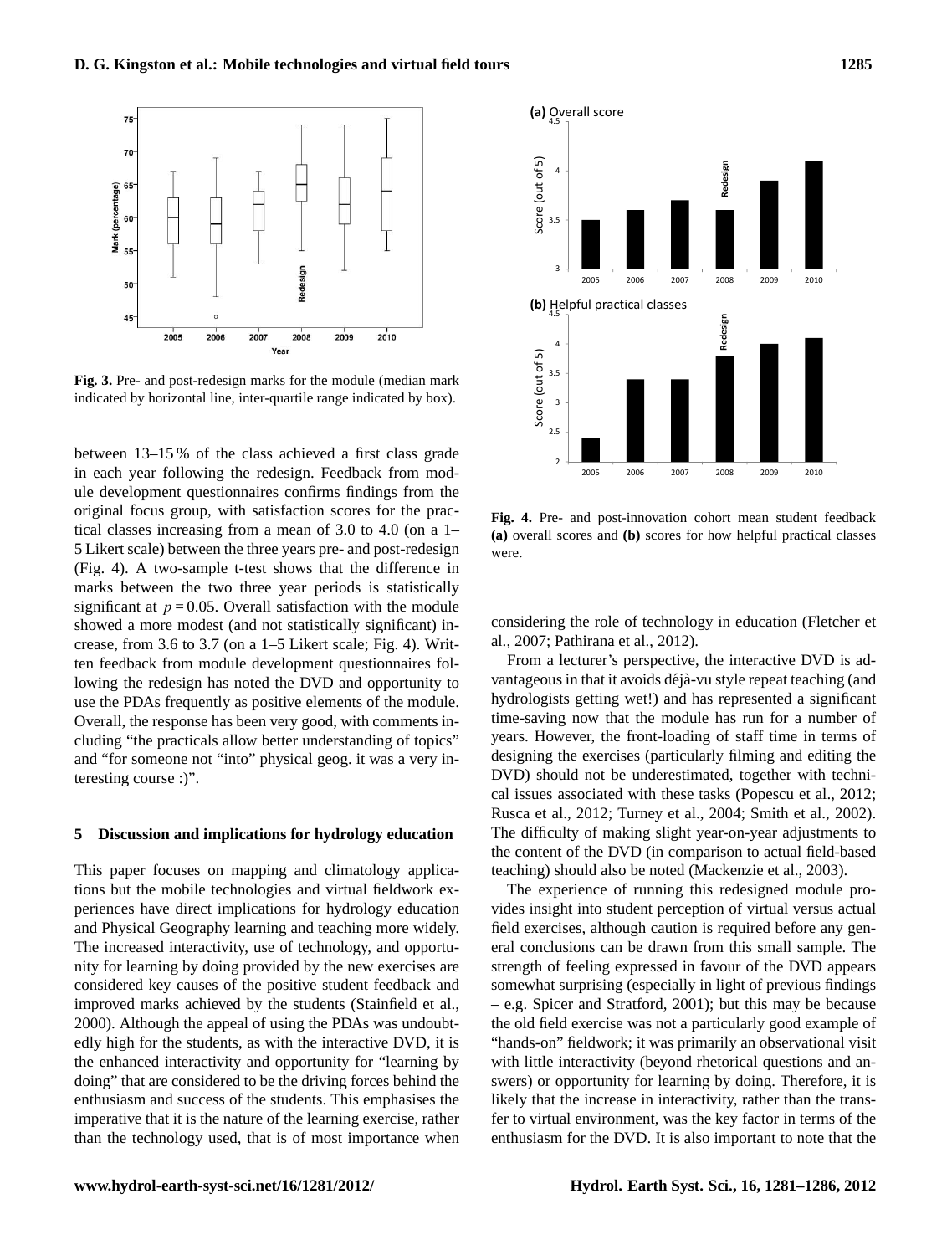Fig. 3. Pre- and post-redesign marks for the module (median mark indicated by horizontal line, inter-quartile range indicated by box).

between 13–15 % of the class achieved a first class grade in each year following the redesign. Feedback from module development questionnaires confirms findings from the original focus group, with satisfaction scores for the practical classes increasing from a mean of 3.0 to 4.0 (on a 1–5 Likert scale) between the three years pre- and post-redesign (Fig. 4). A two-sample t-test shows that the difference in marks between the two three year periods is statistically significant at $p = 0.05$. Overall satisfaction with the module showed a more modest (and not statistically significant) increase, from 3.6 to 3.7 (on a 1–5 Likert scale; Fig. 4). Written feedback from module development questionnaires following the redesign has noted the DVD and opportunity to use the PDAs frequently as positive elements of the module. Overall, the response has been very good, with comments including "the practicals allow better understanding of topics" and "for someone not "into" physical geog. it was a very interesting course :)".

## 5 Discussion and implications for hydrology education

This paper focuses on mapping and climatology applications but the mobile technologies and virtual fieldwork experiences have direct implications for hydrology education and Physical Geography learning and teaching more widely. The increased interactivity, use of technology, and opportunity for learning by doing provided by the new exercises are considered key causes of the positive student feedback and improved marks achieved by the students (Stainfield et al., 2000). Although the appeal of using the PDAs was undoubtedly high for the students, as with the interactive DVD, it is the enhanced interactivity and opportunity for "learning by doing" that are considered to be the driving forces behind the enthusiasm and success of the students. This emphasises the imperative that it is the nature of the learning exercise, rather than the technology used, that is of most importance when considering the role of technology in education (Fletcher et al., 2007; Pathirana et al., 2012).

Fig. 4. Pre- and post-innovation cohort mean student feedback **(a)** overall scores and **(b)** scores for how helpful practical classes were.

From a lecturer's perspective, the interactive DVD is advantageous in that it avoids déjà-vu style repeat teaching (and hydrologists getting wet!) and has represented a significant time-saving now that the module has run for a number of years. However, the front-loading of staff time in terms of designing the exercises (particularly filming and editing the DVD) should not be underestimated, together with technical issues associated with these tasks (Popescu et al., 2012; Rusca et al., 2012; Turney et al., 2004; Smith et al., 2002). The difficulty of making slight year-on-year adjustments to the content of the DVD (in comparison to actual field-based teaching) should also be noted (Mackenzie et al., 2003).

The experience of running this redesigned module provides insight into student perception of virtual versus actual field exercises, although caution is required before any general conclusions can be drawn from this small sample. The strength of feeling expressed in favour of the DVD appears somewhat surprising (especially in light of previous findings – e.g. Spicer and Stratford, 2001); but this may be because the old field exercise was not a particularly good example of "hands-on" fieldwork; it was primarily an observational visit with little interactivity (beyond rhetorical questions and answers) or opportunity for learning by doing. Therefore, it is likely that the increase in interactivity, rather than the transfer to virtual environment, was the key factor in terms of the enthusiasm for the DVD. It is also important to note that the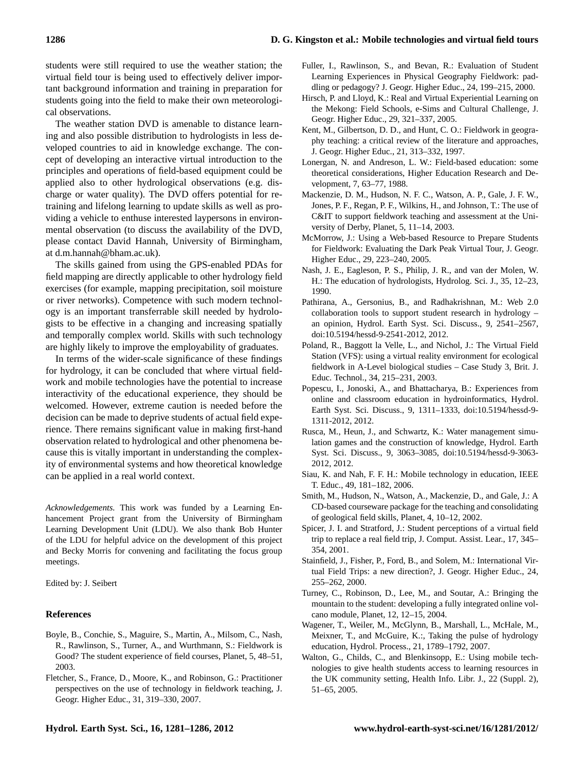students were still required to use the weather station; the virtual field tour is being used to effectively deliver important background information and training in preparation for students going into the field to make their own meteorological observations.

The weather station DVD is amenable to distance learning and also possible distribution to hydrologists in less developed countries to aid in knowledge exchange. The concept of developing an interactive virtual introduction to the principles and operations of field-based equipment could be applied also to other hydrological observations (e.g. discharge or water quality). The DVD offers potential for retraining and lifelong learning to update skills as well as providing a vehicle to enthuse interested laypersons in environmental observation (to discuss the availability of the DVD, please contact David Hannah, University of Birmingham, at d.m.hannah@bham.ac.uk).

The skills gained from using the GPS-enabled PDAs for field mapping are directly applicable to other hydrology field exercises (for example, mapping precipitation, soil moisture or river networks). Competence with such modern technology is an important transferrable skill needed by hydrologists to be effective in a changing and increasing spatially and temporally complex world. Skills with such technology are highly likely to improve the employability of graduates.

In terms of the wider-scale significance of these findings for hydrology, it can be concluded that where virtual fieldwork and mobile technologies have the potential to increase interactivity of the educational experience, they should be welcomed. However, extreme caution is needed before the decision can be made to deprive students of actual field experience. There remains significant value in making first-hand observation related to hydrological and other phenomena because this is vitally important in understanding the complexity of environmental systems and how theoretical knowledge can be applied in a real world context.

*Acknowledgements.* This work was funded by a Learning Enhancement Project grant from the University of Birmingham Learning Development Unit (LDU). We also thank Bob Hunter of the LDU for helpful advice on the development of this project and Becky Morris for convening and facilitating the focus group meetings.

Edited by: J. Seibert

## References

Boyle, B., Conchie, S., Maguire, S., Martin, A., Milsom, C., Nash, R., Rawlinson, S., Turner, A., and Wurthmann, S.: Fieldwork is Good? The student experience of field courses, Planet, 5, 48–51, 2003.

Fletcher, S., France, D., Moore, K., and Robinson, G.: Practitioner perspectives on the use of technology in fieldwork teaching, J. Geogr. Higher Educ., 31, 319–330, 2007.

Fuller, I., Rawlinson, S., and Bevan, R.: Evaluation of Student Learning Experiences in Physical Geography Fieldwork: paddling or pedagogy? J. Geogr. Higher Educ., 24, 199–215, 2000.

Hirsch, P. and Lloyd, K.: Real and Virtual Experiential Learning on the Mekong: Field Schools, e-Sims and Cultural Challenge, J. Geogr. Higher Educ., 29, 321–337, 2005.

Kent, M., Gilbertson, D. D., and Hunt, C. O.: Fieldwork in geography teaching: a critical review of the literature and approaches, J. Geogr. Higher Educ., 21, 313–332, 1997.

Lonergan, N. and Andreson, L. W.: Field-based education: some theoretical considerations, Higher Education Research and Development, 7, 63–77, 1988.

Mackenzie, D. M., Hudson, N. F. C., Watson, A. P., Gale, J. F. W., Jones, P. F., Regan, P. F., Wilkins, H., and Johnson, T.: The use of C&IT to support fieldwork teaching and assessment at the University of Derby, Planet, 5, 11–14, 2003.

McMorrow, J.: Using a Web-based Resource to Prepare Students for Fieldwork: Evaluating the Dark Peak Virtual Tour, J. Geogr. Higher Educ., 29, 223–240, 2005.

Nash, J. E., Eagleson, P. S., Philip, J. R., and van der Molen, W. H.: The education of hydrologists, Hydrolog. Sci. J., 35, 12–23, 1990.

Pathirana, A., Gersonius, B., and Radhakrishnan, M.: Web 2.0 collaboration tools to support student research in hydrology – an opinion, Hydrol. Earth Syst. Sci. Discuss., 9, 2541–2567, doi:10.5194/hessd-9-2541-2012, 2012.

Poland, R., Baggott la Velle, L., and Nichol, J.: The Virtual Field Station (VFS): using a virtual reality environment for ecological fieldwork in A-Level biological studies – Case Study 3, Brit. J. Educ. Technol., 34, 215–231, 2003.

Popescu, I., Jonoski, A., and Bhattacharya, B.: Experiences from online and classroom education in hydroinformatics, Hydrol. Earth Syst. Sci. Discuss., 9, 1311–1333, doi:10.5194/hessd-9-1311-2012, 2012.

Rusca, M., Heun, J., and Schwartz, K.: Water management simulation games and the construction of knowledge, Hydrol. Earth Syst. Sci. Discuss., 9, 3063–3085, doi:10.5194/hessd-9-3063-2012, 2012.

Siau, K. and Nah, F. F. H.: Mobile technology in education, IEEE T. Educ., 49, 181–182, 2006.

Smith, M., Hudson, N., Watson, A., Mackenzie, D., and Gale, J.: A CD-based courseware package for the teaching and consolidating of geological field skills, Planet, 4, 10–12, 2002.

Spicer, J. I. and Stratford, J.: Student perceptions of a virtual field trip to replace a real field trip, J. Comput. Assist. Lear., 17, 345–354, 2001.

Stainfield, J., Fisher, P., Ford, B., and Solem, M.: International Virtual Field Trips: a new direction?, J. Geogr. Higher Educ., 24, 255–262, 2000.

Turney, C., Robinson, D., Lee, M., and Soutar, A.: Bringing the mountain to the student: developing a fully integrated online volcano module, Planet, 12, 12–15, 2004.

Wagener, T., Weiler, M., McGlynn, B., Marshall, L., McHale, M., Meixner, T., and McGuire, K.:, Taking the pulse of hydrology education, Hydrol. Process., 21, 1789–1792, 2007.

Walton, G., Childs, C., and Blenkinsopp, E.: Using mobile technologies to give health students access to learning resources in the UK community setting, Health Info. Libr. J., 22 (Suppl. 2), 51–65, 2005.